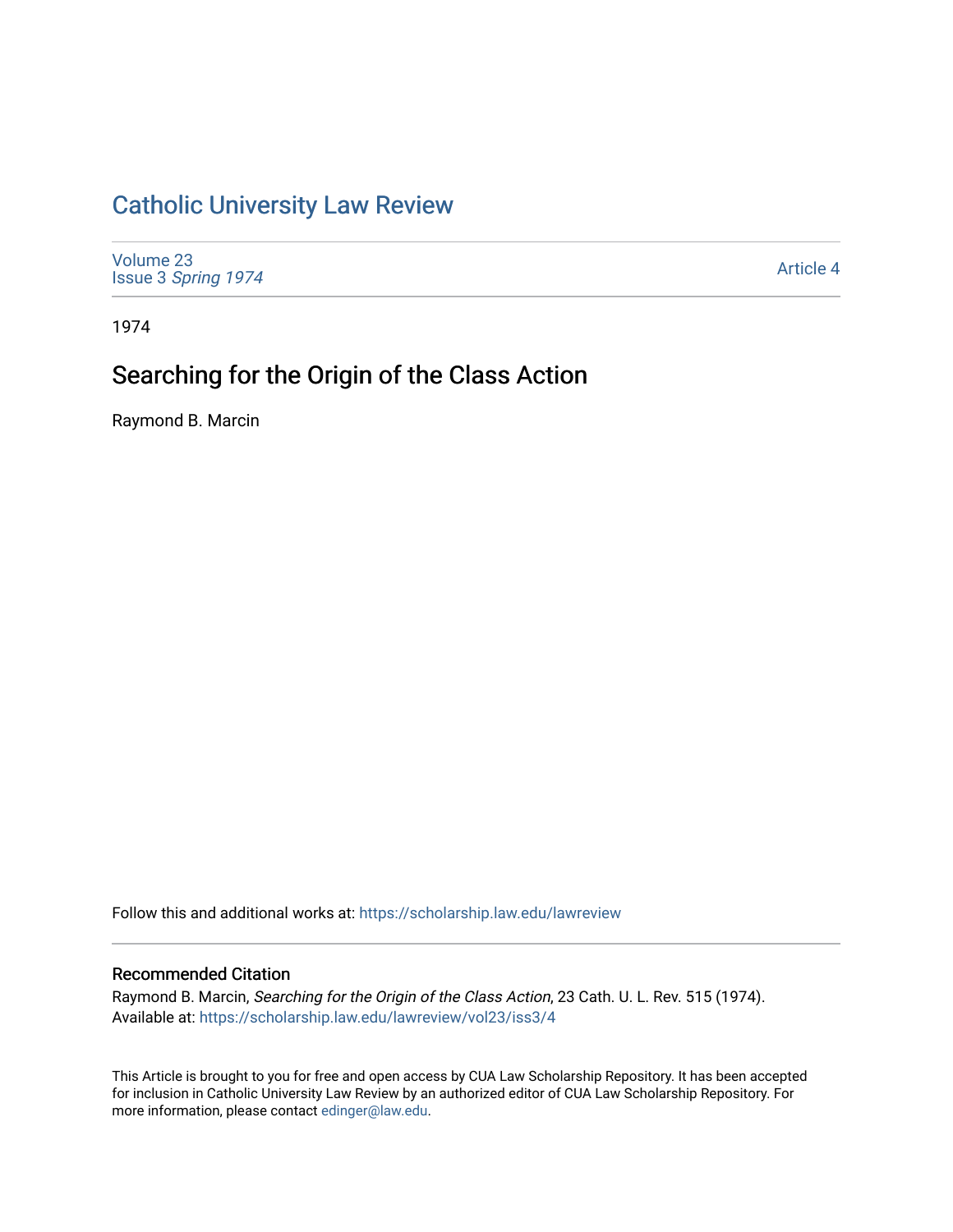# Catholic University Law Review

Volume 23
Issue 3 *Spring 1974*

Article 4

1974

## Searching for the Origin of the Class Action

Raymond B. Marcin

Follow this and additional works at: https://scholarship.law.edu/lawreview

### Recommended Citation

Raymond B. Marcin, *Searching for the Origin of the Class Action*, 23 Cath. U. L. Rev. 515 (1974).
Available at: https://scholarship.law.edu/lawreview/vol23/iss3/4

This Article is brought to you for free and open access by CUA Law Scholarship Repository. It has been accepted for inclusion in Catholic University Law Review by an authorized editor of CUA Law Scholarship Repository. For more information, please contact edinger@law.edu.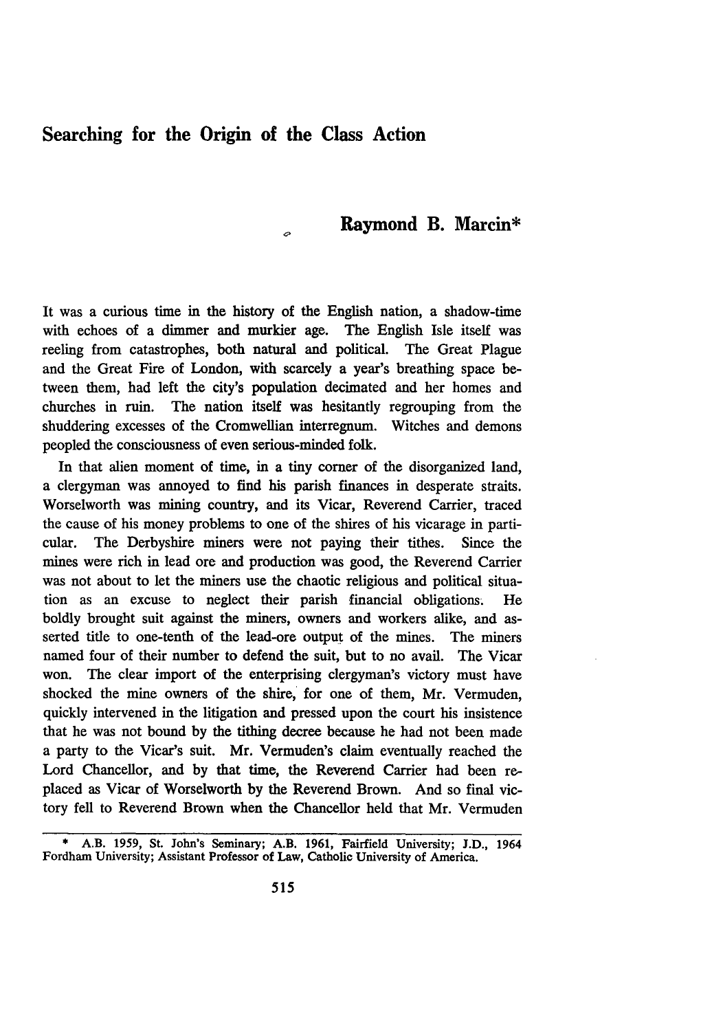# Searching for the Origin of the Class Action

## Raymond B. Marcin*

It was a curious time in the history of the English nation, a shadow-time with echoes of a dimmer and murkier age. The English Isle itself was reeling from catastrophes, both natural and political. The Great Plague and the Great Fire of London, with scarcely a year's breathing space between them, had left the city's population decimated and her homes and churches in ruin. The nation itself was hesitantly regrouping from the shuddering excesses of the Cromwellian interregnum. Witches and demons peopled the consciousness of even serious-minded folk.

In that alien moment of time, in a tiny corner of the disorganized land, a clergyman was annoyed to find his parish finances in desperate straits. Worselworth was mining country, and its Vicar, Reverend Carrier, traced the cause of his money problems to one of the shires of his vicarage in particular. The Derbyshire miners were not paying their tithes. Since the mines were rich in lead ore and production was good, the Reverend Carrier was not about to let the miners use the chaotic religious and political situation as an excuse to neglect their parish financial obligations. He boldly brought suit against the miners, owners and workers alike, and asserted title to one-tenth of the lead-ore output of the mines. The miners named four of their number to defend the suit, but to no avail. The Vicar won. The clear import of the enterprising clergyman's victory must have shocked the mine owners of the shire, for one of them, Mr. Vermuden, quickly intervened in the litigation and pressed upon the court his insistence that he was not bound by the tithing decree because he had not been made a party to the Vicar's suit. Mr. Vermuden's claim eventually reached the Lord Chancellor, and by that time, the Reverend Carrier had been replaced as Vicar of Worselworth by the Reverend Brown. And so final victory fell to Reverend Brown when the Chancellor held that Mr. Vermuden

---

\* A.B. 1959, St. John's Seminary; A.B. 1961, Fairfield University; J.D., 1964 Fordham University; Assistant Professor of Law, Catholic University of America.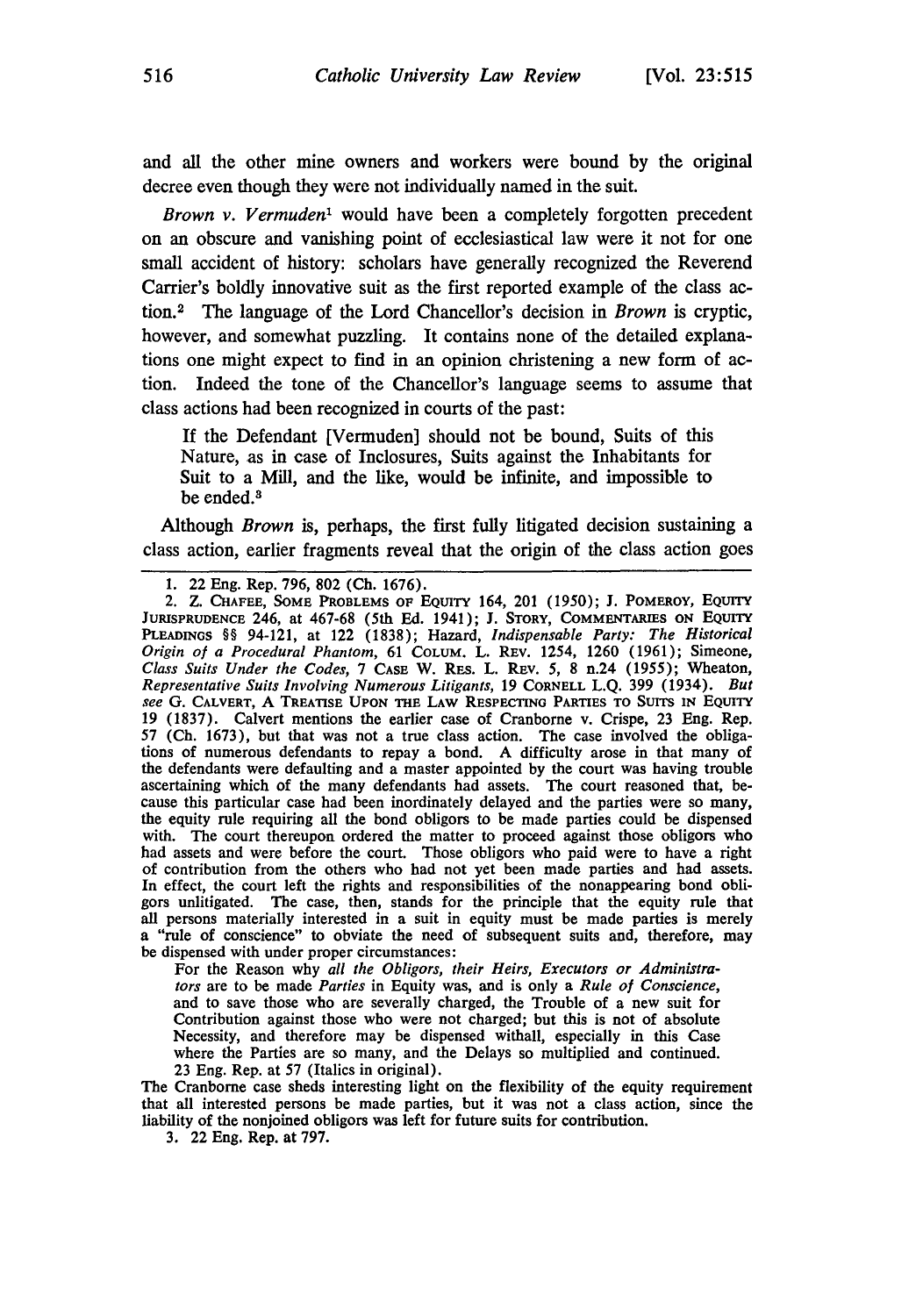and all the other mine owners and workers were bound by the original decree even though they were not individually named in the suit.

*Brown v. Vermuden*[1] would have been a completely forgotten precedent on an obscure and vanishing point of ecclesiastical law were it not for one small accident of history: scholars have generally recognized the Reverend Carrier's boldly innovative suit as the first reported example of the class action.[2] The language of the Lord Chancellor's decision in *Brown* is cryptic, however, and somewhat puzzling. It contains none of the detailed explanations one might expect to find in an opinion christening a new form of action. Indeed the tone of the Chancellor's language seems to assume that class actions had been recognized in courts of the past:

> If the Defendant [Vermuden] should not be bound, Suits of this Nature, as in case of Inclosures, Suits against the Inhabitants for Suit to a Mill, and the like, would be infinite, and impossible to be ended.[3]

Although *Brown* is, perhaps, the first fully litigated decision sustaining a class action, earlier fragments reveal that the origin of the class action goes

---

1. 22 Eng. Rep. 796, 802 (Ch. 1676).

2. Z. CHAFEE, SOME PROBLEMS OF EQUITY 164, 201 (1950); J. POMEROY, EQUITY JURISPRUDENCE 246, at 467-68 (5th Ed. 1941); J. STORY, COMMENTARIES ON EQUITY PLEADINGS §§ 94-121, at 122 (1838); Hazard, *Indispensable Party: The Historical Origin of a Procedural Phantom*, 61 COLUM. L. REV. 1254, 1260 (1961); Simeone, *Class Suits Under the Codes*, 7 CASE W. RES. L. REV. 5, 8 n.24 (1955); Wheaton, *Representative Suits Involving Numerous Litigants*, 19 CORNELL L.Q. 399 (1934). *But see* G. CALVERT, A TREATISE UPON THE LAW RESPECTING PARTIES TO SUITS IN EQUITY 19 (1837). Calvert mentions the earlier case of Cranborne v. Crispe, 23 Eng. Rep. 57 (Ch. 1673), but that was not a true class action. The case involved the obligations of numerous defendants to repay a bond. A difficulty arose in that many of the defendants were defaulting and a master appointed by the court was having trouble ascertaining which of the many defendants had assets. The court reasoned that, because this particular case had been inordinately delayed and the parties were so many, the equity rule requiring all the bond obligors to be made parties could be dispensed with. The court thereupon ordered the matter to proceed against those obligors who had assets and were before the court. Those obligors who paid were to have a right of contribution from the others who had not yet been made parties and had assets. In effect, the court left the rights and responsibilities of the nonappearing bond obligors unlitigated. The case, then, stands for the principle that the equity rule that all persons materially interested in a suit in equity must be made parties is merely a "rule of conscience" to obviate the need of subsequent suits and, therefore, may be dispensed with under proper circumstances:

> For the Reason why *all the Obligors, their Heirs, Executors or Administrators* are to be made *Parties* in Equity was, and is only a *Rule of Conscience*, and to save those who are severally charged, the Trouble of a new suit for Contribution against those who were not charged; but this is not of absolute Necessity, and therefore may be dispensed withall, especially in this Case where the Parties are so many, and the Delays so multiplied and continued. 23 Eng. Rep. at 57 (Italics in original).

The Cranborne case sheds interesting light on the flexibility of the equity requirement that all interested persons be made parties, but it was not a class action, since the liability of the nonjoined obligors was left for future suits for contribution.

3. 22 Eng. Rep. at 797.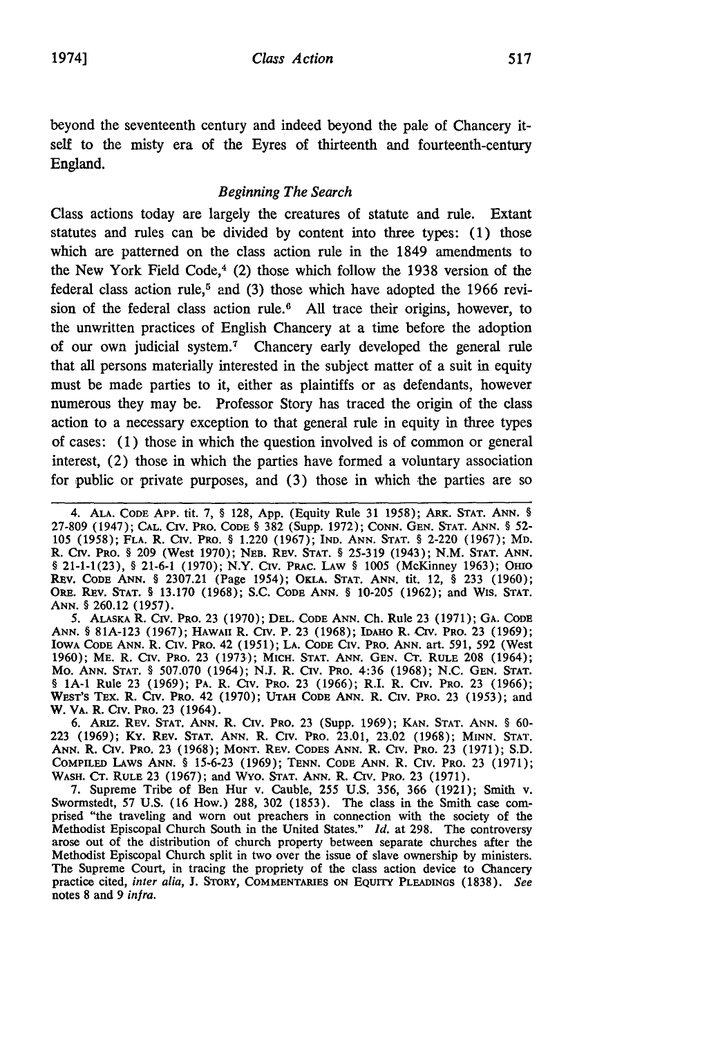beyond the seventeenth century and indeed beyond the pale of Chancery itself to the misty era of the Eyres of thirteenth and fourteenth-century England.

### *Beginning The Search*

Class actions today are largely the creatures of statute and rule. Extant statutes and rules can be divided by content into three types: (1) those which are patterned on the class action rule in the 1849 amendments to the New York Field Code,[4] (2) those which follow the 1938 version of the federal class action rule,[5] and (3) those which have adopted the 1966 revision of the federal class action rule.[6] All trace their origins, however, to the unwritten practices of English Chancery at a time before the adoption of our own judicial system.[7] Chancery early developed the general rule that all persons materially interested in the subject matter of a suit in equity must be made parties to it, either as plaintiffs or as defendants, however numerous they may be. Professor Story has traced the origin of the class action to a necessary exception to that general rule in equity in three types of cases: (1) those in which the question involved is of common or general interest, (2) those in which the parties have formed a voluntary association for public or private purposes, and (3) those in which the parties are so

---

4. ALA. CODE APP. tit. 7, § 128, App. (Equity Rule 31 1958); ARK. STAT. ANN. § 27-809 (1947); CAL. CIV. PRO. CODE § 382 (Supp. 1972); CONN. GEN. STAT. ANN. § 52-105 (1958); FLA. R. CIV. PRO. § 1.220 (1967); IND. ANN. STAT. § 2-220 (1967); MD. R. CIV. PRO. § 209 (West 1970); NEB. REV. STAT. § 25-319 (1943); N.M. STAT. ANN. § 21-1-1(23), § 21-6-1 (1970); N.Y. CIV. PRAC. LAW § 1005 (McKinney 1963); OHIO REV. CODE ANN. § 2307.21 (Page 1954); OKLA. STAT. ANN. tit. 12, § 233 (1960); ORE. REV. STAT. § 13.170 (1968); S.C. CODE ANN. § 10-205 (1962); and WIS. STAT. ANN. § 260.12 (1957).

5. ALASKA R. CIV. PRO. 23 (1970); DEL. CODE ANN. Ch. Rule 23 (1971); GA. CODE ANN. § 81A-123 (1967); HAWAII R. CIV. P. 23 (1968); IDAHO R. CIV. PRO. 23 (1969); IOWA CODE ANN. R. CIV. PRO. 42 (1951); LA. CODE CIV. PRO. ANN. art. 591, 592 (West 1960); ME. R. CIV. PRO. 23 (1973); MICH. STAT. ANN. GEN. CT. RULE 208 (1964); MO. ANN. STAT. § 507.070 (1964); N.J. R. CIV. PRO. 4:36 (1968); N.C. GEN. STAT. § 1A-1 Rule 23 (1969); PA. R. CIV. PRO. 23 (1966); R.I. R. CIV. PRO. 23 (1966); WEST'S TEX. R. CIV. PRO. 42 (1970); UTAH CODE ANN. R. CIV. PRO. 23 (1953); and W. VA. R. CIV. PRO. 23 (1964).

6. ARIZ. REV. STAT. ANN. R. CIV. PRO. 23 (Supp. 1969); KAN. STAT. ANN. § 60-223 (1969); KY. REV. STAT. ANN. R. CIV. PRO. 23.01, 23.02 (1968); MINN. STAT. ANN. R. CIV. PRO. 23 (1968); MONT. REV. CODES ANN. R. CIV. PRO. 23 (1971); S.D. COMPILED LAWS ANN. § 15-6-23 (1969); TENN. CODE ANN. R. CIV. PRO. 23 (1971); WASH. CT. RULE 23 (1967); and WYO. STAT. ANN. R. CIV. PRO. 23 (1971).

7. Supreme Tribe of Ben Hur v. Cauble, 255 U.S. 356, 366 (1921); Smith v. Swormstedt, 57 U.S. (16 How.) 288, 302 (1853). The class in the Smith case comprised "the traveling and worn out preachers in connection with the society of the Methodist Episcopal Church South in the United States." *Id.* at 298. The controversy arose out of the distribution of church property between separate churches after the Methodist Episcopal Church split in two over the issue of slave ownership by ministers. The Supreme Court, in tracing the propriety of the class action device to Chancery practice cited, *inter alia*, J. STORY, COMMENTARIES ON EQUITY PLEADINGS (1838). *See* notes 8 and 9 *infra*.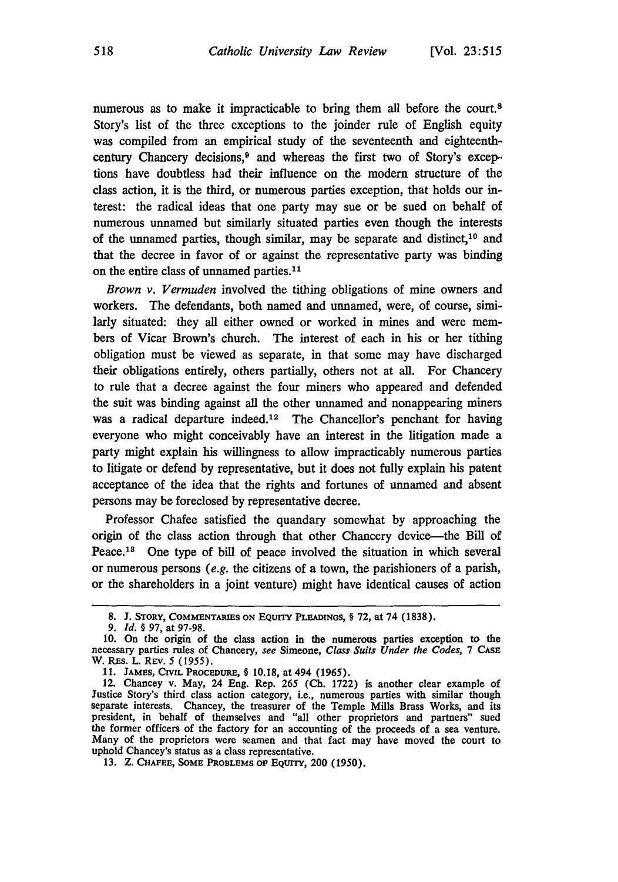numerous as to make it impracticable to bring them all before the court.[8] Story's list of the three exceptions to the joinder rule of English equity was compiled from an empirical study of the seventeenth and eighteenth-century Chancery decisions,[9] and whereas the first two of Story's exceptions have doubtless had their influence on the modern structure of the class action, it is the third, or numerous parties exception, that holds our interest: the radical ideas that one party may sue or be sued on behalf of numerous unnamed but similarly situated parties even though the interests of the unnamed parties, though similar, may be separate and distinct,[10] and that the decree in favor of or against the representative party was binding on the entire class of unnamed parties.[11]

*Brown v. Vermuden* involved the tithing obligations of mine owners and workers. The defendants, both named and unnamed, were, of course, similarly situated: they all either owned or worked in mines and were members of Vicar Brown's church. The interest of each in his or her tithing obligation must be viewed as separate, in that some may have discharged their obligations entirely, others partially, others not at all. For Chancery to rule that a decree against the four miners who appeared and defended the suit was binding against all the other unnamed and nonappearing miners was a radical departure indeed.[12] The Chancellor's penchant for having everyone who might conceivably have an interest in the litigation made a party might explain his willingness to allow impracticably numerous parties to litigate or defend by representative, but it does not fully explain his patent acceptance of the idea that the rights and fortunes of unnamed and absent persons may be foreclosed by representative decree.

Professor Chafee satisfied the quandary somewhat by approaching the origin of the class action through that other Chancery device—the Bill of Peace.[13] One type of bill of peace involved the situation in which several or numerous persons (*e.g.* the citizens of a town, the parishioners of a parish, or the shareholders in a joint venture) might have identical causes of action

---

8. J. STORY, COMMENTARIES ON EQUITY PLEADINGS, § 72, at 74 (1838).

9. *Id.* § 97, at 97-98.

10. On the origin of the class action in the numerous parties exception to the necessary parties rules of Chancery, *see* Simeone, *Class Suits Under the Codes*, 7 CASE W. RES. L. REV. 5 (1955).

11. JAMES, CIVIL PROCEDURE, § 10.18, at 494 (1965).

12. Chancey v. May, 24 Eng. Rep. 265 (Ch. 1722) is another clear example of Justice Story's third class action category, i.e., numerous parties with similar though separate interests. Chancey, the treasurer of the Temple Mills Brass Works, and its president, in behalf of themselves and "all other proprietors and partners" sued the former officers of the factory for an accounting of the proceeds of a sea venture. Many of the proprietors were seamen and that fact may have moved the court to uphold Chancey's status as a class representative.

13. Z. CHAFEE, SOME PROBLEMS OF EQUITY, 200 (1950).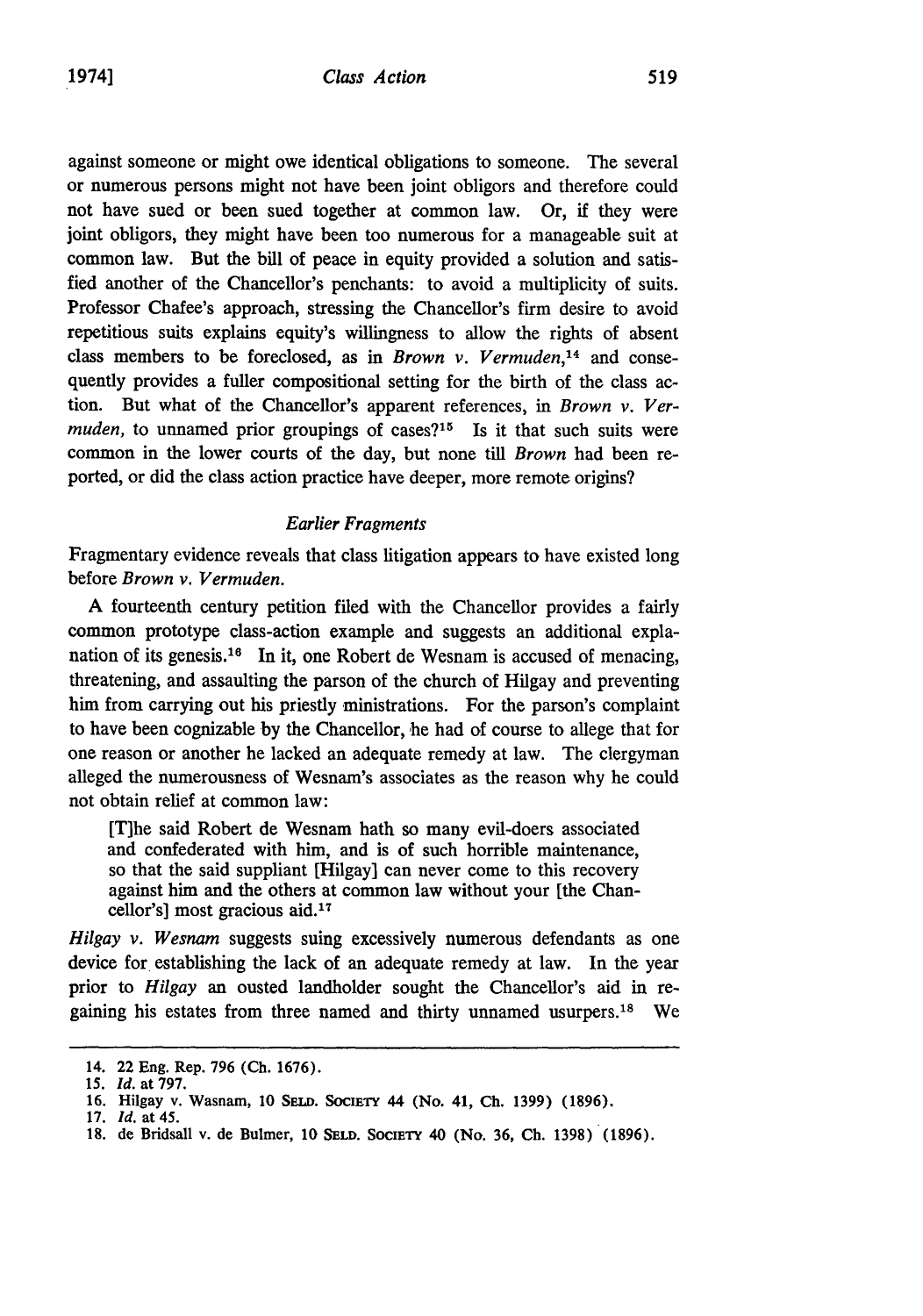against someone or might owe identical obligations to someone. The several or numerous persons might not have been joint obligors and therefore could not have sued or been sued together at common law. Or, if they were joint obligors, they might have been too numerous for a manageable suit at common law. But the bill of peace in equity provided a solution and satisfied another of the Chancellor's penchants: to avoid a multiplicity of suits. Professor Chafee's approach, stressing the Chancellor's firm desire to avoid repetitious suits explains equity's willingness to allow the rights of absent class members to be foreclosed, as in *Brown v. Vermuden*,[14] and consequently provides a fuller compositional setting for the birth of the class action. But what of the Chancellor's apparent references, in *Brown v. Vermuden*, to unnamed prior groupings of cases?[15] Is it that such suits were common in the lower courts of the day, but none till *Brown* had been reported, or did the class action practice have deeper, more remote origins?

### *Earlier Fragments*

Fragmentary evidence reveals that class litigation appears to have existed long before *Brown v. Vermuden*.

A fourteenth century petition filed with the Chancellor provides a fairly common prototype class-action example and suggests an additional explanation of its genesis.[16] In it, one Robert de Wesnam is accused of menacing, threatening, and assaulting the parson of the church of Hilgay and preventing him from carrying out his priestly ministrations. For the parson's complaint to have been cognizable by the Chancellor, he had of course to allege that for one reason or another he lacked an adequate remedy at law. The clergyman alleged the numerousness of Wesnam's associates as the reason why he could not obtain relief at common law:

> [T]he said Robert de Wesnam hath so many evil-doers associated and confederated with him, and is of such horrible maintenance, so that the said suppliant [Hilgay] can never come to this recovery against him and the others at common law without your [the Chancellor's] most gracious aid.[17]

*Hilgay v. Wesnam* suggests suing excessively numerous defendants as one device for establishing the lack of an adequate remedy at law. In the year prior to *Hilgay* an ousted landholder sought the Chancellor's aid in regaining his estates from three named and thirty unnamed usurpers.[18] We

---

14. 22 Eng. Rep. 796 (Ch. 1676).
15. *Id.* at 797.
16. Hilgay v. Wasnam, 10 SELD. SOCIETY 44 (No. 41, Ch. 1399) (1896).
17. *Id.* at 45.
18. de Bridsall v. de Bulmer, 10 SELD. SOCIETY 40 (No. 36, Ch. 1398) (1896).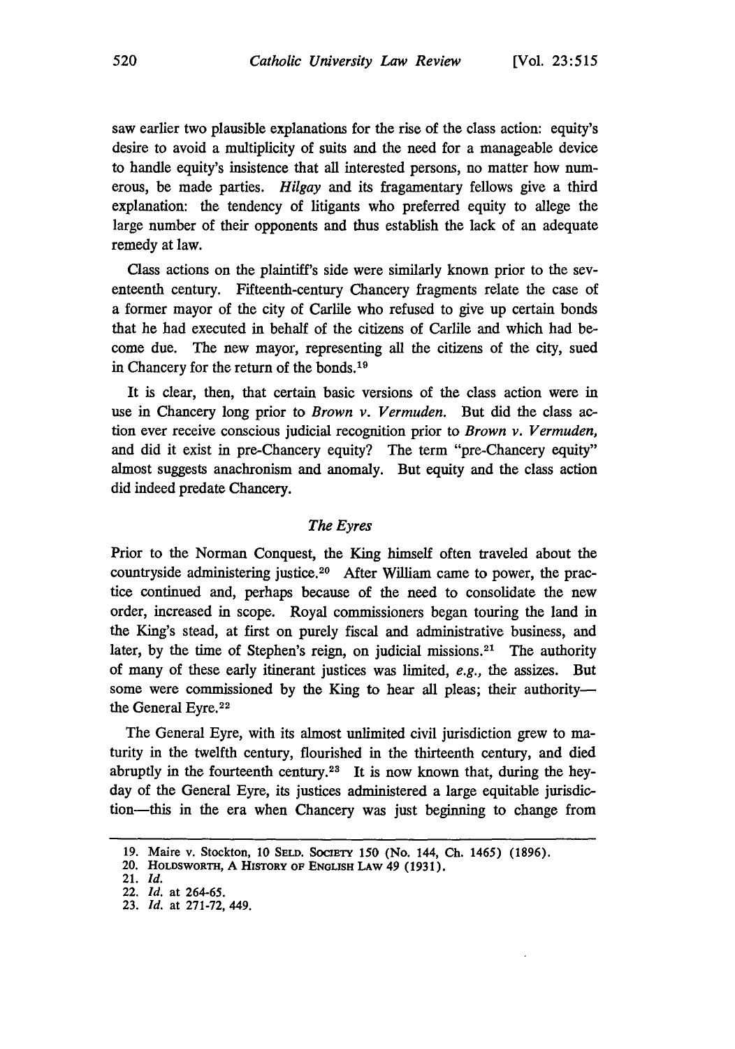saw earlier two plausible explanations for the rise of the class action: equity's desire to avoid a multiplicity of suits and the need for a manageable device to handle equity's insistence that all interested persons, no matter how numerous, be made parties. *Hilgay* and its fragmentary fellows give a third explanation: the tendency of litigants who preferred equity to allege the large number of their opponents and thus establish the lack of an adequate remedy at law.

Class actions on the plaintiff's side were similarly known prior to the seventeenth century. Fifteenth-century Chancery fragments relate the case of a former mayor of the city of Carlile who refused to give up certain bonds that he had executed in behalf of the citizens of Carlile and which had become due. The new mayor, representing all the citizens of the city, sued in Chancery for the return of the bonds.[19]

It is clear, then, that certain basic versions of the class action were in use in Chancery long prior to *Brown v. Vermuden*. But did the class action ever receive conscious judicial recognition prior to *Brown v. Vermuden*, and did it exist in pre-Chancery equity? The term "pre-Chancery equity" almost suggests anachronism and anomaly. But equity and the class action did indeed predate Chancery.

### *The Eyres*

Prior to the Norman Conquest, the King himself often traveled about the countryside administering justice.[20] After William came to power, the practice continued and, perhaps because of the need to consolidate the new order, increased in scope. Royal commissioners began touring the land in the King's stead, at first on purely fiscal and administrative business, and later, by the time of Stephen's reign, on judicial missions.[21] The authority of many of these early itinerant justices was limited, *e.g.*, the assizes. But some were commissioned by the King to hear all pleas; their authority—the General Eyre.[22]

The General Eyre, with its almost unlimited civil jurisdiction grew to maturity in the twelfth century, flourished in the thirteenth century, and died abruptly in the fourteenth century.[23] It is now known that, during the heyday of the General Eyre, its justices administered a large equitable jurisdiction—this in the era when Chancery was just beginning to change from

---

19. Maire v. Stockton, 10 SELD. SOCIETY 150 (No. 144, Ch. 1465) (1896).
20. HOLDSWORTH, A HISTORY OF ENGLISH LAW 49 (1931).
21. *Id.*
22. *Id.* at 264-65.
23. *Id.* at 271-72, 449.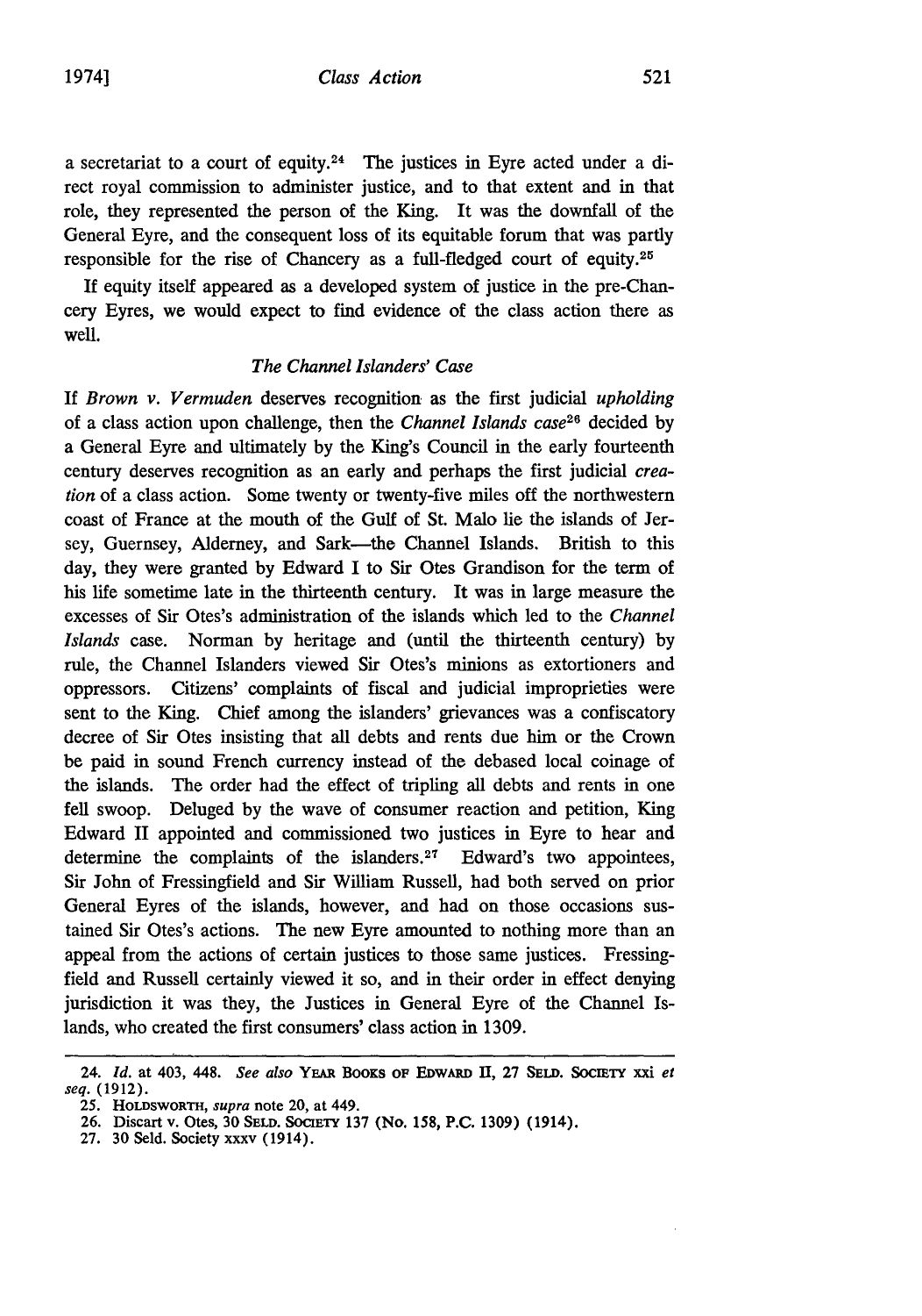a secretariat to a court of equity.[24] The justices in Eyre acted under a direct royal commission to administer justice, and to that extent and in that role, they represented the person of the King. It was the downfall of the General Eyre, and the consequent loss of its equitable forum that was partly responsible for the rise of Chancery as a full-fledged court of equity.[25]

If equity itself appeared as a developed system of justice in the pre-Chancery Eyres, we would expect to find evidence of the class action there as well.

### *The Channel Islanders' Case*

If *Brown v. Vermuden* deserves recognition as the first judicial *upholding* of a class action upon challenge, then the *Channel Islands case*[26] decided by a General Eyre and ultimately by the King's Council in the early fourteenth century deserves recognition as an early and perhaps the first judicial *creation* of a class action. Some twenty or twenty-five miles off the northwestern coast of France at the mouth of the Gulf of St. Malo lie the islands of Jersey, Guernsey, Alderney, and Sark—the Channel Islands. British to this day, they were granted by Edward I to Sir Otes Grandison for the term of his life sometime late in the thirteenth century. It was in large measure the excesses of Sir Otes's administration of the islands which led to the *Channel Islands* case. Norman by heritage and (until the thirteenth century) by rule, the Channel Islanders viewed Sir Otes's minions as extortioners and oppressors. Citizens' complaints of fiscal and judicial improprieties were sent to the King. Chief among the islanders' grievances was a confiscatory decree of Sir Otes insisting that all debts and rents due him or the Crown be paid in sound French currency instead of the debased local coinage of the islands. The order had the effect of tripling all debts and rents in one fell swoop. Deluged by the wave of consumer reaction and petition, King Edward II appointed and commissioned two justices in Eyre to hear and determine the complaints of the islanders.[27] Edward's two appointees, Sir John of Fressingfield and Sir William Russell, had both served on prior General Eyres of the islands, however, and had on those occasions sustained Sir Otes's actions. The new Eyre amounted to nothing more than an appeal from the actions of certain justices to those same justices. Fressingfield and Russell certainly viewed it so, and in their order in effect denying jurisdiction it was they, the Justices in General Eyre of the Channel Islands, who created the first consumers' class action in 1309.

---

24. *Id.* at 403, 448. *See also* YEAR BOOKS OF EDWARD II, 27 SELD. SOCIETY xxi *et seq.* (1912).

25. HOLDSWORTH, *supra* note 20, at 449.

26. Discart v. Otes, 30 SELD. SOCIETY 137 (No. 158, P.C. 1309) (1914).

27. 30 Seld. Society xxxv (1914).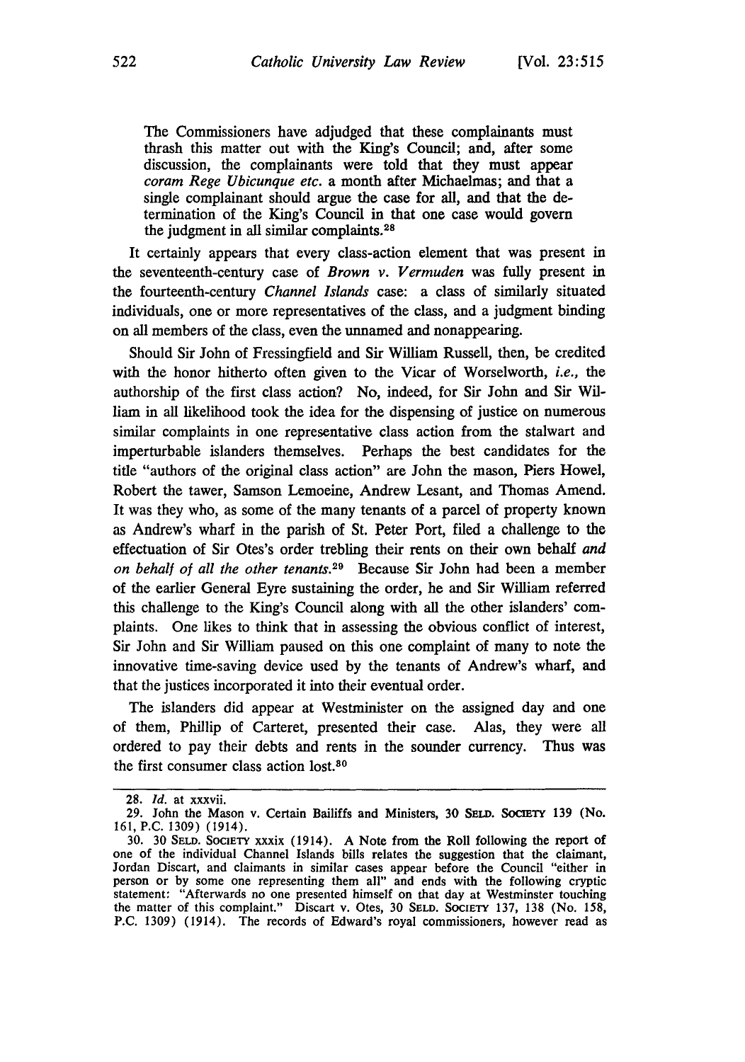> The Commissioners have adjudged that these complainants must thrash this matter out with the King's Council; and, after some discussion, the complainants were told that they must appear *coram Rege Ubicunque etc.* a month after Michaelmas; and that a single complainant should argue the case for all, and that the determination of the King's Council in that one case would govern the judgment in all similar complaints.[28]

It certainly appears that every class-action element that was present in the seventeenth-century case of *Brown v. Vermuden* was fully present in the fourteenth-century *Channel Islands* case: a class of similarly situated individuals, one or more representatives of the class, and a judgment binding on all members of the class, even the unnamed and nonappearing.

Should Sir John of Fressingfield and Sir William Russell, then, be credited with the honor hitherto often given to the Vicar of Worselworth, *i.e.,* the authorship of the first class action? No, indeed, for Sir John and Sir William in all likelihood took the idea for the dispensing of justice on numerous similar complaints in one representative class action from the stalwart and imperturbable islanders themselves. Perhaps the best candidates for the title "authors of the original class action" are John the mason, Piers Howel, Robert the tawer, Samson Lemoeine, Andrew Lesant, and Thomas Amend. It was they who, as some of the many tenants of a parcel of property known as Andrew's wharf in the parish of St. Peter Port, filed a challenge to the effectuation of Sir Otes's order trebling their rents on their own behalf *and on behalf of all the other tenants.*[29] Because Sir John had been a member of the earlier General Eyre sustaining the order, he and Sir William referred this challenge to the King's Council along with all the other islanders' complaints. One likes to think that in assessing the obvious conflict of interest, Sir John and Sir William paused on this one complaint of many to note the innovative time-saving device used by the tenants of Andrew's wharf, and that the justices incorporated it into their eventual order.

The islanders did appear at Westminister on the assigned day and one of them, Phillip of Carteret, presented their case. Alas, they were all ordered to pay their debts and rents in the sounder currency. Thus was the first consumer class action lost.[30]

---

28. *Id.* at xxxvii.

29. John the Mason v. Certain Bailiffs and Ministers, 30 SELD. SOCIETY 139 (No. 161, P.C. 1309) (1914).

30. 30 SELD. SOCIETY xxxix (1914). A Note from the Roll following the report of one of the individual Channel Islands bills relates the suggestion that the claimant, Jordan Discart, and claimants in similar cases appear before the Council "either in person or by some one representing them all" and ends with the following cryptic statement: "Afterwards no one presented himself on that day at Westminster touching the matter of this complaint." Discart v. Otes, 30 SELD. SOCIETY 137, 138 (No. 158, P.C. 1309) (1914). The records of Edward's royal commissioners, however read as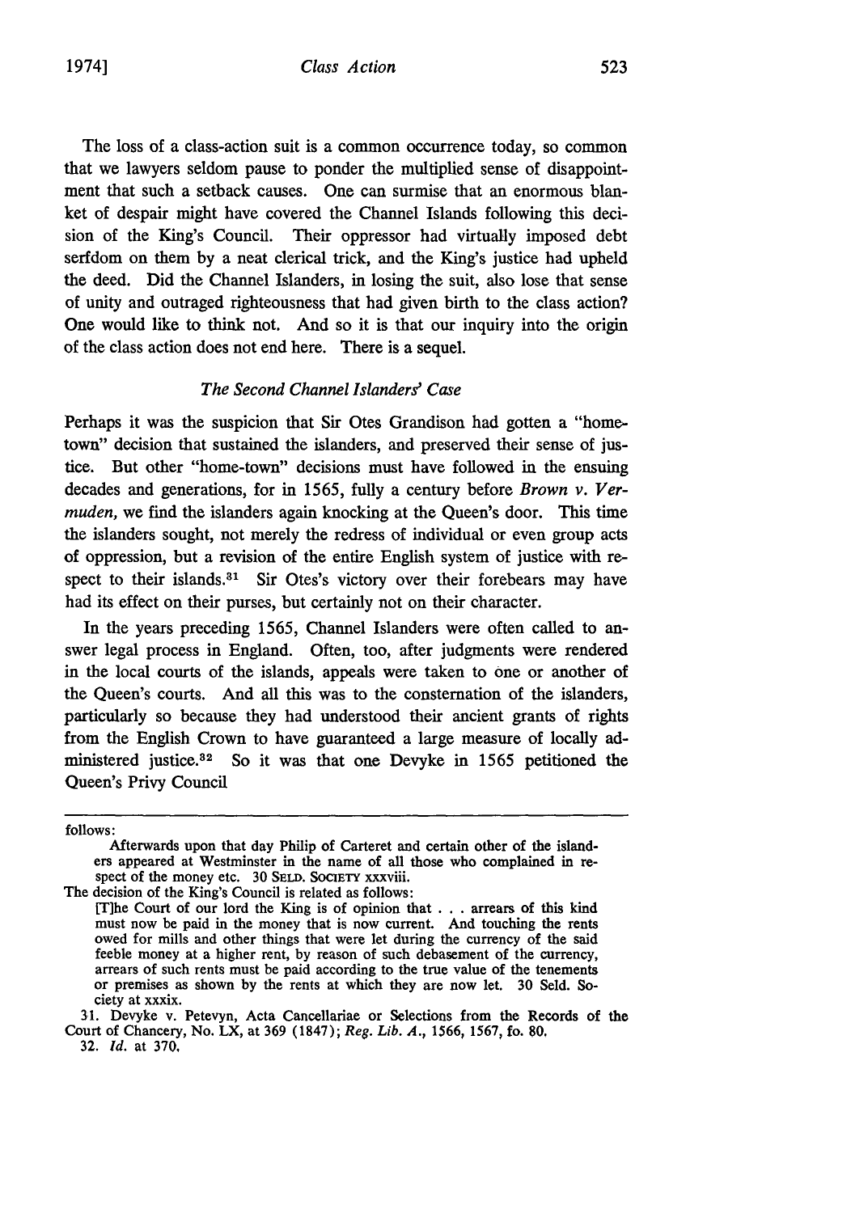The loss of a class-action suit is a common occurrence today, so common that we lawyers seldom pause to ponder the multiplied sense of disappointment that such a setback causes. One can surmise that an enormous blanket of despair might have covered the Channel Islands following this decision of the King's Council. Their oppressor had virtually imposed debt serfdom on them by a neat clerical trick, and the King's justice had upheld the deed. Did the Channel Islanders, in losing the suit, also lose that sense of unity and outraged righteousness that had given birth to the class action? One would like to think not. And so it is that our inquiry into the origin of the class action does not end here. There is a sequel.

### *The Second Channel Islanders' Case*

Perhaps it was the suspicion that Sir Otes Grandison had gotten a "home-town" decision that sustained the islanders, and preserved their sense of justice. But other "home-town" decisions must have followed in the ensuing decades and generations, for in 1565, fully a century before *Brown v. Vermuden,* we find the islanders again knocking at the Queen's door. This time the islanders sought, not merely the redress of individual or even group acts of oppression, but a revision of the entire English system of justice with respect to their islands.[31] Sir Otes's victory over their forebears may have had its effect on their purses, but certainly not on their character.

In the years preceding 1565, Channel Islanders were often called to answer legal process in England. Often, too, after judgments were rendered in the local courts of the islands, appeals were taken to one or another of the Queen's courts. And all this was to the consternation of the islanders, particularly so because they had understood their ancient grants of rights from the English Crown to have guaranteed a large measure of locally administered justice.[32] So it was that one Devyke in 1565 petitioned the Queen's Privy Council

---

follows:

> Afterwards upon that day Philip of Carteret and certain other of the islanders appeared at Westminster in the name of all those who complained in respect of the money etc. 30 SELD. SOCIETY xxxviii.

The decision of the King's Council is related as follows:

> [T]he Court of our lord the King is of opinion that . . . arrears of this kind must now be paid in the money that is now current. And touching the rents owed for mills and other things that were let during the currency of the said feeble money at a higher rent, by reason of such debasement of the currency, arrears of such rents must be paid according to the true value of the tenements or premises as shown by the rents at which they are now let. 30 Seld. Society at xxxix.

31. Devyke v. Petevyn, Acta Cancellariae or Selections from the Records of the Court of Chancery, No. LX, at 369 (1847); *Reg. Lib. A.,* 1566, 1567, fo. 80.

32. *Id.* at 370.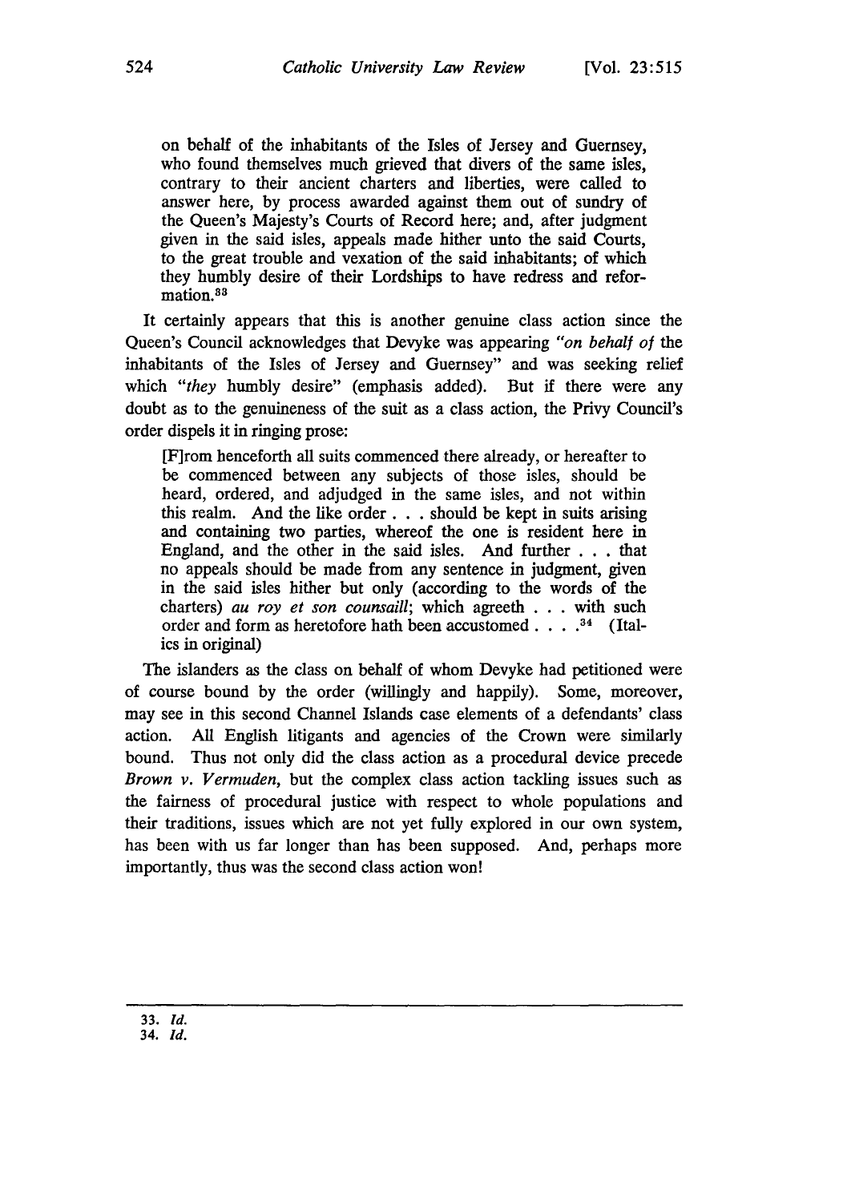> on behalf of the inhabitants of the Isles of Jersey and Guernsey, who found themselves much grieved that divers of the same isles, contrary to their ancient charters and liberties, were called to answer here, by process awarded against them out of sundry of the Queen's Majesty's Courts of Record here; and, after judgment given in the said isles, appeals made hither unto the said Courts, to the great trouble and vexation of the said inhabitants; of which they humbly desire of their Lordships to have redress and reformation.[33]

It certainly appears that this is another genuine class action since the Queen's Council acknowledges that Devyke was appearing *"on behalf of* the inhabitants of the Isles of Jersey and Guernsey" and was seeking relief which *"they* humbly desire" (emphasis added). But if there were any doubt as to the genuineness of the suit as a class action, the Privy Council's order dispels it in ringing prose:

> [F]rom henceforth all suits commenced there already, or hereafter to be commenced between any subjects of those isles, should be heard, ordered, and adjudged in the same isles, and not within this realm. And the like order . . . should be kept in suits arising and containing two parties, whereof the one is resident here in England, and the other in the said isles. And further . . . that no appeals should be made from any sentence in judgment, given in the said isles hither but only (according to the words of the charters) *au roy et son counsaill*; which agreeth . . . with such order and form as heretofore hath been accustomed . . . .[34] (Italics in original)

The islanders as the class on behalf of whom Devyke had petitioned were of course bound by the order (willingly and happily). Some, moreover, may see in this second Channel Islands case elements of a defendants' class action. All English litigants and agencies of the Crown were similarly bound. Thus not only did the class action as a procedural device precede *Brown v. Vermuden*, but the complex class action tackling issues such as the fairness of procedural justice with respect to whole populations and their traditions, issues which are not yet fully explored in our own system, has been with us far longer than has been supposed. And, perhaps more importantly, thus was the second class action won!

---

33. *Id.*
34. *Id.*